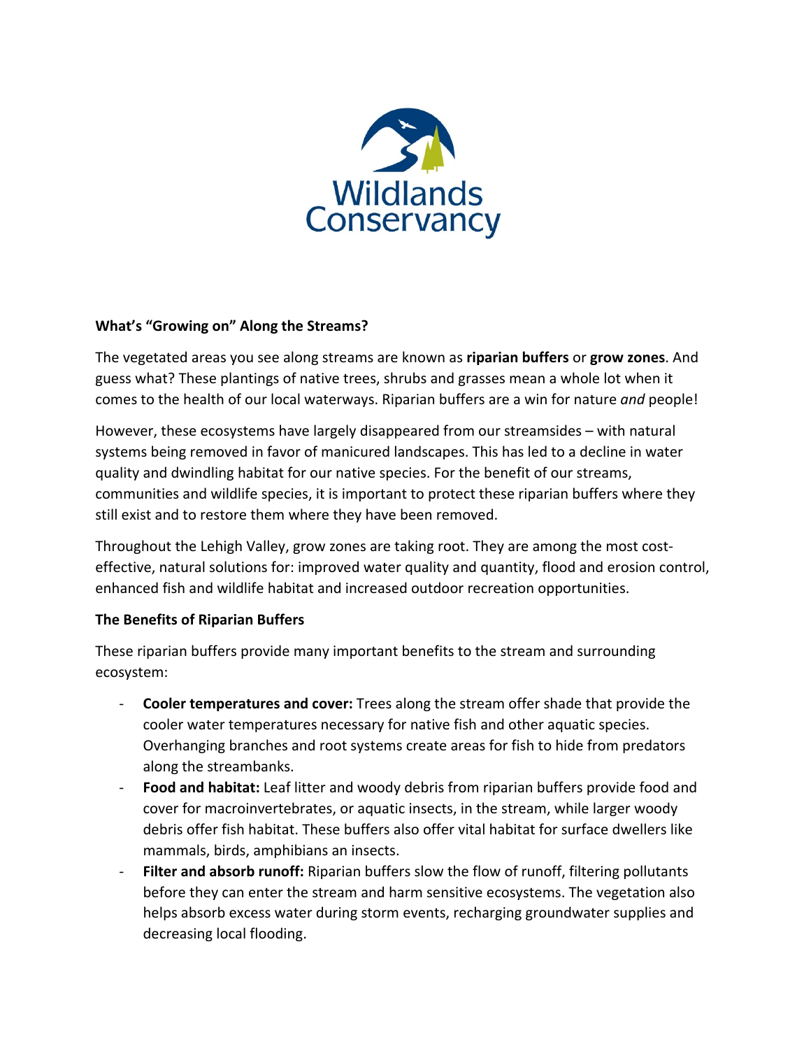Wildlands Conservancy

**What's "Growing on" Along the Streams?**

The vegetated areas you see along streams are known as **riparian buffers** or **grow zones**. And guess what? These plantings of native trees, shrubs and grasses mean a whole lot when it comes to the health of our local waterways. Riparian buffers are a win for nature *and* people!

However, these ecosystems have largely disappeared from our streamsides – with natural systems being removed in favor of manicured landscapes. This has led to a decline in water quality and dwindling habitat for our native species. For the benefit of our streams, communities and wildlife species, it is important to protect these riparian buffers where they still exist and to restore them where they have been removed.

Throughout the Lehigh Valley, grow zones are taking root. They are among the most cost-effective, natural solutions for: improved water quality and quantity, flood and erosion control, enhanced fish and wildlife habitat and increased outdoor recreation opportunities.

**The Benefits of Riparian Buffers**

These riparian buffers provide many important benefits to the stream and surrounding ecosystem:

- **Cooler temperatures and cover:** Trees along the stream offer shade that provide the cooler water temperatures necessary for native fish and other aquatic species. Overhanging branches and root systems create areas for fish to hide from predators along the streambanks.
- **Food and habitat:** Leaf litter and woody debris from riparian buffers provide food and cover for macroinvertebrates, or aquatic insects, in the stream, while larger woody debris offer fish habitat. These buffers also offer vital habitat for surface dwellers like mammals, birds, amphibians an insects.
- **Filter and absorb runoff:** Riparian buffers slow the flow of runoff, filtering pollutants before they can enter the stream and harm sensitive ecosystems. The vegetation also helps absorb excess water during storm events, recharging groundwater supplies and decreasing local flooding.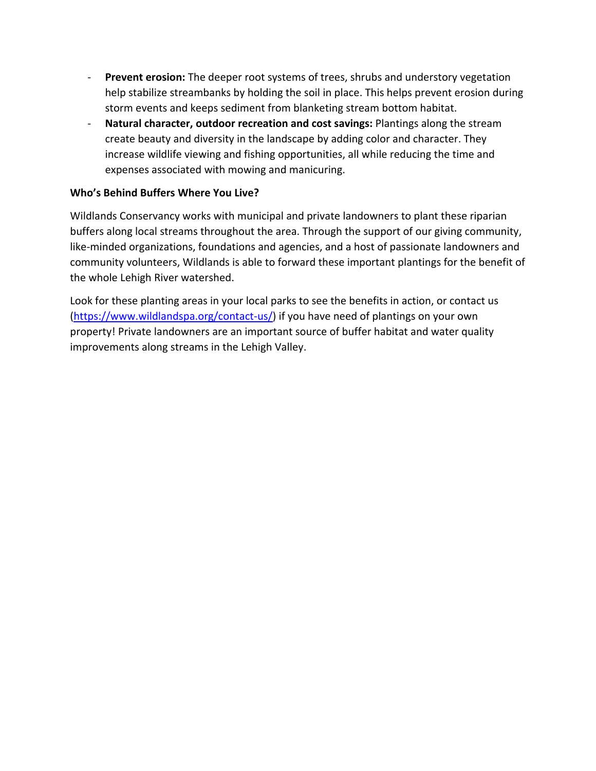- **Prevent erosion:** The deeper root systems of trees, shrubs and understory vegetation help stabilize streambanks by holding the soil in place. This helps prevent erosion during storm events and keeps sediment from blanketing stream bottom habitat.
- **Natural character, outdoor recreation and cost savings:** Plantings along the stream create beauty and diversity in the landscape by adding color and character. They increase wildlife viewing and fishing opportunities, all while reducing the time and expenses associated with mowing and manicuring.

**Who's Behind Buffers Where You Live?**

Wildlands Conservancy works with municipal and private landowners to plant these riparian buffers along local streams throughout the area. Through the support of our giving community, like-minded organizations, foundations and agencies, and a host of passionate landowners and community volunteers, Wildlands is able to forward these important plantings for the benefit of the whole Lehigh River watershed.

Look for these planting areas in your local parks to see the benefits in action, or contact us (https://www.wildlandspa.org/contact-us/) if you have need of plantings on your own property! Private landowners are an important source of buffer habitat and water quality improvements along streams in the Lehigh Valley.